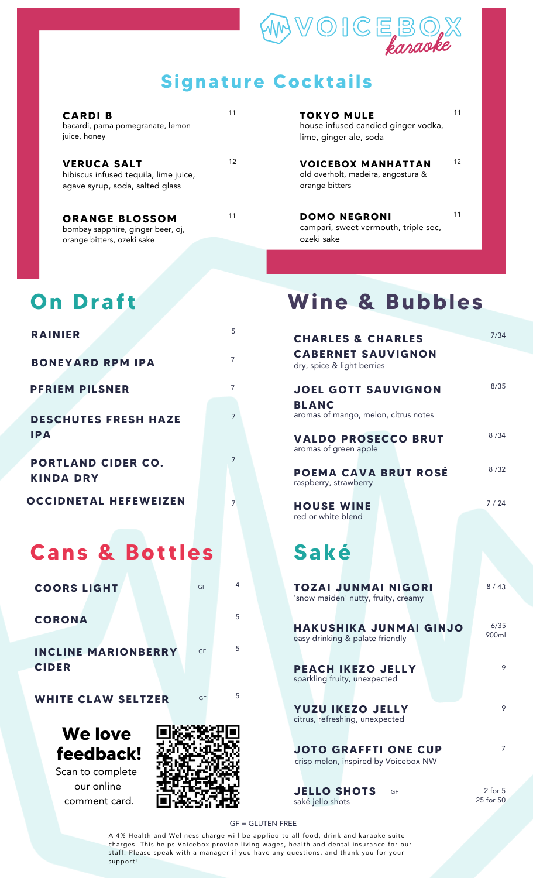VOICEBOX karaoke

## Signature Cocktails

**CARDI B** 11
bacardi, pama pomegranate, lemon juice, honey

**VERUCA SALT** 12
hibiscus infused tequila, lime juice, agave syrup, soda, salted glass

**ORANGE BLOSSOM** 11
bombay sapphire, ginger beer, oj, orange bitters, ozeki sake

**TOKYO MULE** 11
house infused candied ginger vodka, lime, ginger ale, soda

**VOICEBOX MANHATTAN** 12
old overholt, madeira, angostura & orange bitters

**DOMO NEGRONI** 11
campari, sweet vermouth, triple sec, ozeki sake

## On Draft

| | |
|---|---|
| **RAINIER** | 5 |
| **BONEYARD RPM IPA** | 7 |
| **PFRIEM PILSNER** | 7 |
| **DESCHUTES FRESH HAZE IPA** | 7 |
| **PORTLAND CIDER CO. KINDA DRY** | 7 |
| **OCCIDNETAL HEFEWEIZEN** | 7 |

## Cans & Bottles

| | | |
|---|---|---|
| **COORS LIGHT** | GF | 4 |
| **CORONA** | | 5 |
| **INCLINE MARIONBERRY CIDER** | GF | 5 |
| **WHITE CLAW SELTZER** | GF | 5 |

**We love feedback!**
Scan to complete our online comment card.

## Wine & Bubbles

**CHARLES & CHARLES CABERNET SAUVIGNON** 7/34
dry, spice & light berries

**JOEL GOTT SAUVIGNON BLANC** 8/35
aromas of mango, melon, citrus notes

**VALDO PROSECCO BRUT** 8 /34
aromas of green apple

**POEMA CAVA BRUT ROSÉ** 8 /32
raspberry, strawberry

**HOUSE WINE** 7 / 24
red or white blend

## Saké

**TOZAI JUNMAI NIGORI** 8 / 43
'snow maiden' nutty, fruity, creamy

**HAKUSHIKA JUNMAI GINJO** 6/35 900ml
easy drinking & palate friendly

**PEACH IKEZO JELLY** 9
sparkling fruity, unexpected

**YUZU IKEZO JELLY** 9
citrus, refreshing, unexpected

**JOTO GRAFFTI ONE CUP** 7
crisp melon, inspired by Voicebox NW

**JELLO SHOTS** GF 2 for 5, 25 for 50
saké jello shots

GF = GLUTEN FREE

A 4% Health and Wellness charge will be applied to all food, drink and karaoke suite charges. This helps Voicebox provide living wages, health and dental insurance for our staff. Please speak with a manager if you have any questions, and thank you for your support!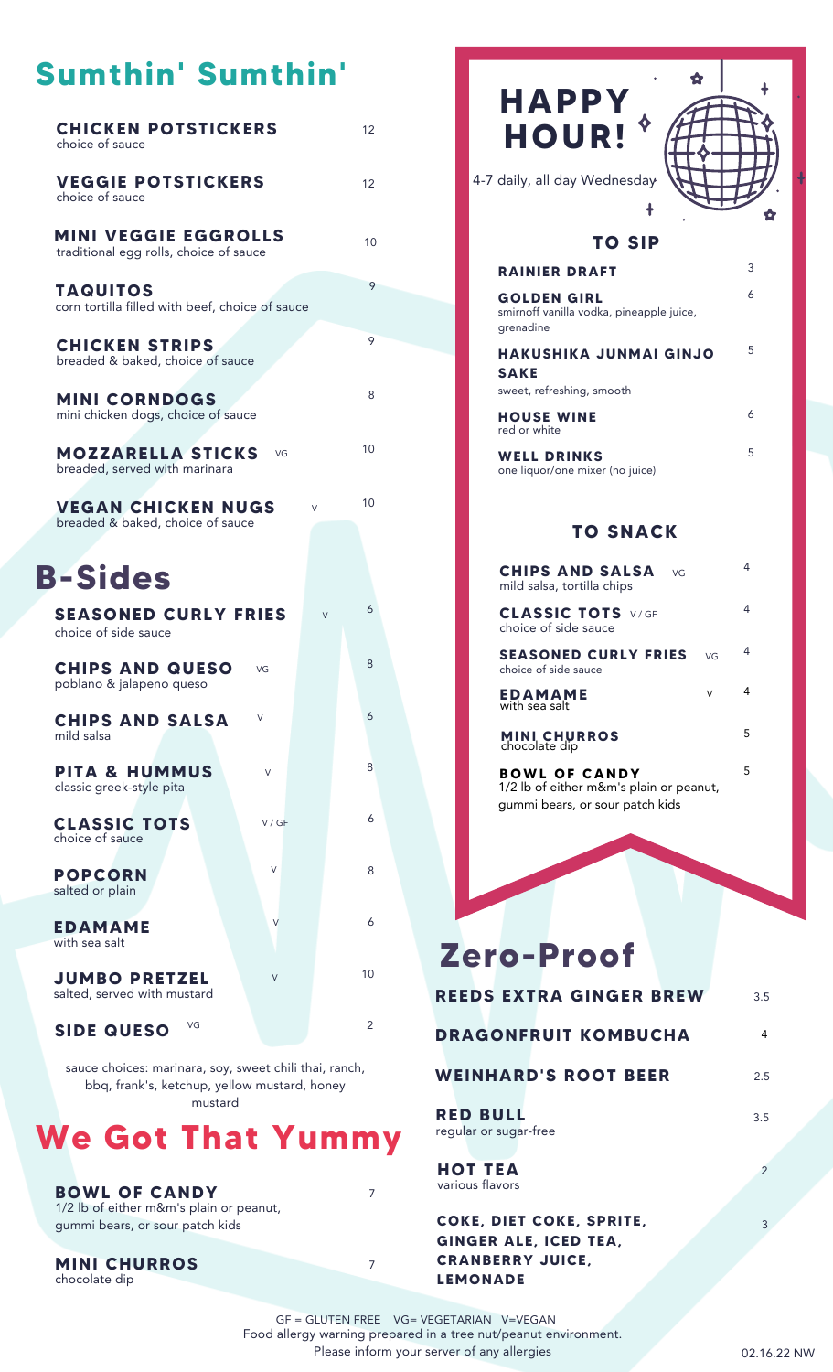## Sumthin' Sumthin'

| | | |
|---|---|---|
| **CHICKEN POTSTICKERS**<br>choice of sauce | | 12 |
| **VEGGIE POTSTICKERS**<br>choice of sauce | | 12 |
| **MINI VEGGIE EGGROLLS**<br>traditional egg rolls, choice of sauce | | 10 |
| **TAQUITOS**<br>corn tortilla filled with beef, choice of sauce | | 9 |
| **CHICKEN STRIPS**<br>breaded & baked, choice of sauce | | 9 |
| **MINI CORNDOGS**<br>mini chicken dogs, choice of sauce | | 8 |
| **MOZZARELLA STICKS**<br>breaded, served with marinara | VG | 10 |
| **VEGAN CHICKEN NUGS**<br>breaded & baked, choice of sauce | V | 10 |

## B-Sides

| | | |
|---|---|---|
| **SEASONED CURLY FRIES**<br>choice of side sauce | V | 6 |
| **CHIPS AND QUESO**<br>poblano & jalapeno queso | VG | 8 |
| **CHIPS AND SALSA**<br>mild salsa | V | 6 |
| **PITA & HUMMUS**<br>classic greek-style pita | V | 8 |
| **CLASSIC TOTS**<br>choice of sauce | V / GF | 6 |
| **POPCORN**<br>salted or plain | V | 8 |
| **EDAMAME**<br>with sea salt | V | 6 |
| **JUMBO PRETZEL**<br>salted, served with mustard | V | 10 |
| **SIDE QUESO** | VG | 2 |

sauce choices: marinara, soy, sweet chili thai, ranch, bbq, frank's, ketchup, yellow mustard, honey mustard

## We Got That Yummy

| | |
|---|---|
| **BOWL OF CANDY**<br>1/2 lb of either m&m's plain or peanut, gummi bears, or sour patch kids | 7 |
| **MINI CHURROS**<br>chocolate dip | 7 |

## HAPPY HOUR!

4-7 daily, all day Wednesday

### TO SIP

| | |
|---|---|
| **RAINIER DRAFT** | 3 |
| **GOLDEN GIRL**<br>smirnoff vanilla vodka, pineapple juice, grenadine | 6 |
| **HAKUSHIKA JUNMAI GINJO SAKE**<br>sweet, refreshing, smooth | 5 |
| **HOUSE WINE**<br>red or white | 6 |
| **WELL DRINKS**<br>one liquor/one mixer (no juice) | 5 |

### TO SNACK

| | | |
|---|---|---|
| **CHIPS AND SALSA**<br>mild salsa, tortilla chips | VG | 4 |
| **CLASSIC TOTS**<br>choice of side sauce | V / GF | 4 |
| **SEASONED CURLY FRIES**<br>choice of side sauce | VG | 4 |
| **EDAMAME**<br>with sea salt | V | 4 |
| **MINI CHURROS**<br>chocolate dip | | 5 |
| **BOWL OF CANDY**<br>1/2 lb of either m&m's plain or peanut, gummi bears, or sour patch kids | | 5 |

## Zero-Proof

| | |
|---|---|
| **REEDS EXTRA GINGER BREW** | 3.5 |
| **DRAGONFRUIT KOMBUCHA** | 4 |
| **WEINHARD'S ROOT BEER** | 2.5 |
| **RED BULL**<br>regular or sugar-free | 3.5 |
| **HOT TEA**<br>various flavors | 2 |
| **COKE, DIET COKE, SPRITE, GINGER ALE, ICED TEA, CRANBERRY JUICE, LEMONADE** | 3 |

GF = GLUTEN FREE VG= VEGETARIAN V=VEGAN
Food allergy warning prepared in a tree nut/peanut environment.
Please inform your server of any allergies

02.16.22 NW